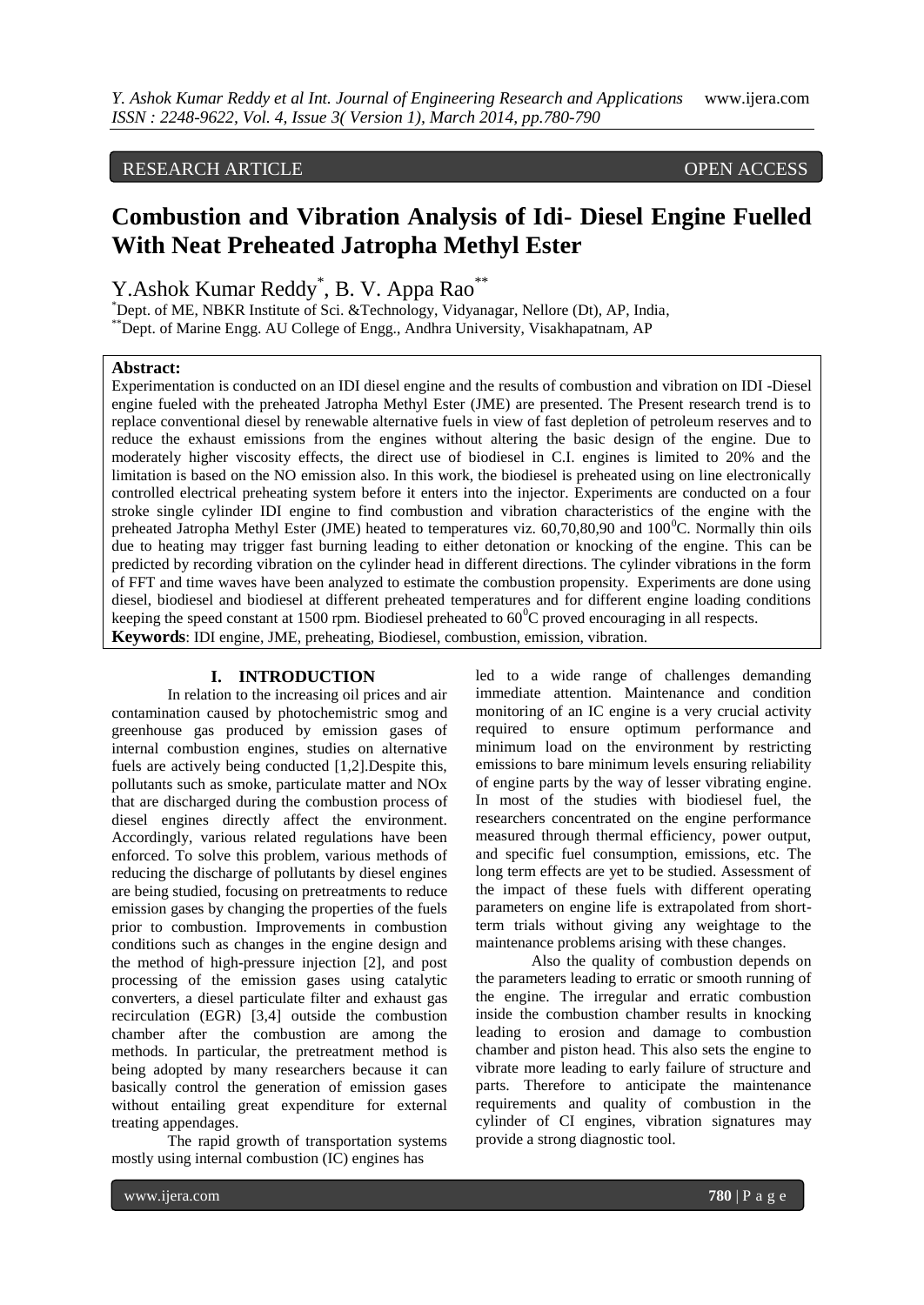RESEARCH ARTICLE OPEN ACCESS

# Combustion and Vibration Analysis of Idi- Diesel Engine Fuelled With Neat Preheated Jatropha Methyl Ester

Y.Ashok Kumar Reddy[*], B. V. Appa Rao[**]

[*]Dept. of ME, NBKR Institute of Sci. &Technology, Vidyanagar, Nellore (Dt), AP, India,
[**]Dept. of Marine Engg. AU College of Engg., Andhra University, Visakhapatnam, AP

**Abstract:**
Experimentation is conducted on an IDI diesel engine and the results of combustion and vibration on IDI -Diesel engine fueled with the preheated Jatropha Methyl Ester (JME) are presented. The Present research trend is to replace conventional diesel by renewable alternative fuels in view of fast depletion of petroleum reserves and to reduce the exhaust emissions from the engines without altering the basic design of the engine. Due to moderately higher viscosity effects, the direct use of biodiesel in C.I. engines is limited to 20% and the limitation is based on the NO emission also. In this work, the biodiesel is preheated using on line electronically controlled electrical preheating system before it enters into the injector. Experiments are conducted on a four stroke single cylinder IDI engine to find combustion and vibration characteristics of the engine with the preheated Jatropha Methyl Ester (JME) heated to temperatures viz. 60,70,80,90 and 100$^0$C. Normally thin oils due to heating may trigger fast burning leading to either detonation or knocking of the engine. This can be predicted by recording vibration on the cylinder head in different directions. The cylinder vibrations in the form of FFT and time waves have been analyzed to estimate the combustion propensity. Experiments are done using diesel, biodiesel and biodiesel at different preheated temperatures and for different engine loading conditions keeping the speed constant at 1500 rpm. Biodiesel preheated to 60$^0$C proved encouraging in all respects.

**Keywords**: IDI engine, JME, preheating, Biodiesel, combustion, emission, vibration.

## I. INTRODUCTION

In relation to the increasing oil prices and air contamination caused by photochemistric smog and greenhouse gas produced by emission gases of internal combustion engines, studies on alternative fuels are actively being conducted [1,2].Despite this, pollutants such as smoke, particulate matter and NOx that are discharged during the combustion process of diesel engines directly affect the environment. Accordingly, various related regulations have been enforced. To solve this problem, various methods of reducing the discharge of pollutants by diesel engines are being studied, focusing on pretreatments to reduce emission gases by changing the properties of the fuels prior to combustion. Improvements in combustion conditions such as changes in the engine design and the method of high-pressure injection [2], and post processing of the emission gases using catalytic converters, a diesel particulate filter and exhaust gas recirculation (EGR) [3,4] outside the combustion chamber after the combustion are among the methods. In particular, the pretreatment method is being adopted by many researchers because it can basically control the generation of emission gases without entailing great expenditure for external treating appendages.

The rapid growth of transportation systems mostly using internal combustion (IC) engines has led to a wide range of challenges demanding immediate attention. Maintenance and condition monitoring of an IC engine is a very crucial activity required to ensure optimum performance and minimum load on the environment by restricting emissions to bare minimum levels ensuring reliability of engine parts by the way of lesser vibrating engine. In most of the studies with biodiesel fuel, the researchers concentrated on the engine performance measured through thermal efficiency, power output, and specific fuel consumption, emissions, etc. The long term effects are yet to be studied. Assessment of the impact of these fuels with different operating parameters on engine life is extrapolated from short-term trials without giving any weightage to the maintenance problems arising with these changes.

Also the quality of combustion depends on the parameters leading to erratic or smooth running of the engine. The irregular and erratic combustion inside the combustion chamber results in knocking leading to erosion and damage to combustion chamber and piston head. This also sets the engine to vibrate more leading to early failure of structure and parts. Therefore to anticipate the maintenance requirements and quality of combustion in the cylinder of CI engines, vibration signatures may provide a strong diagnostic tool.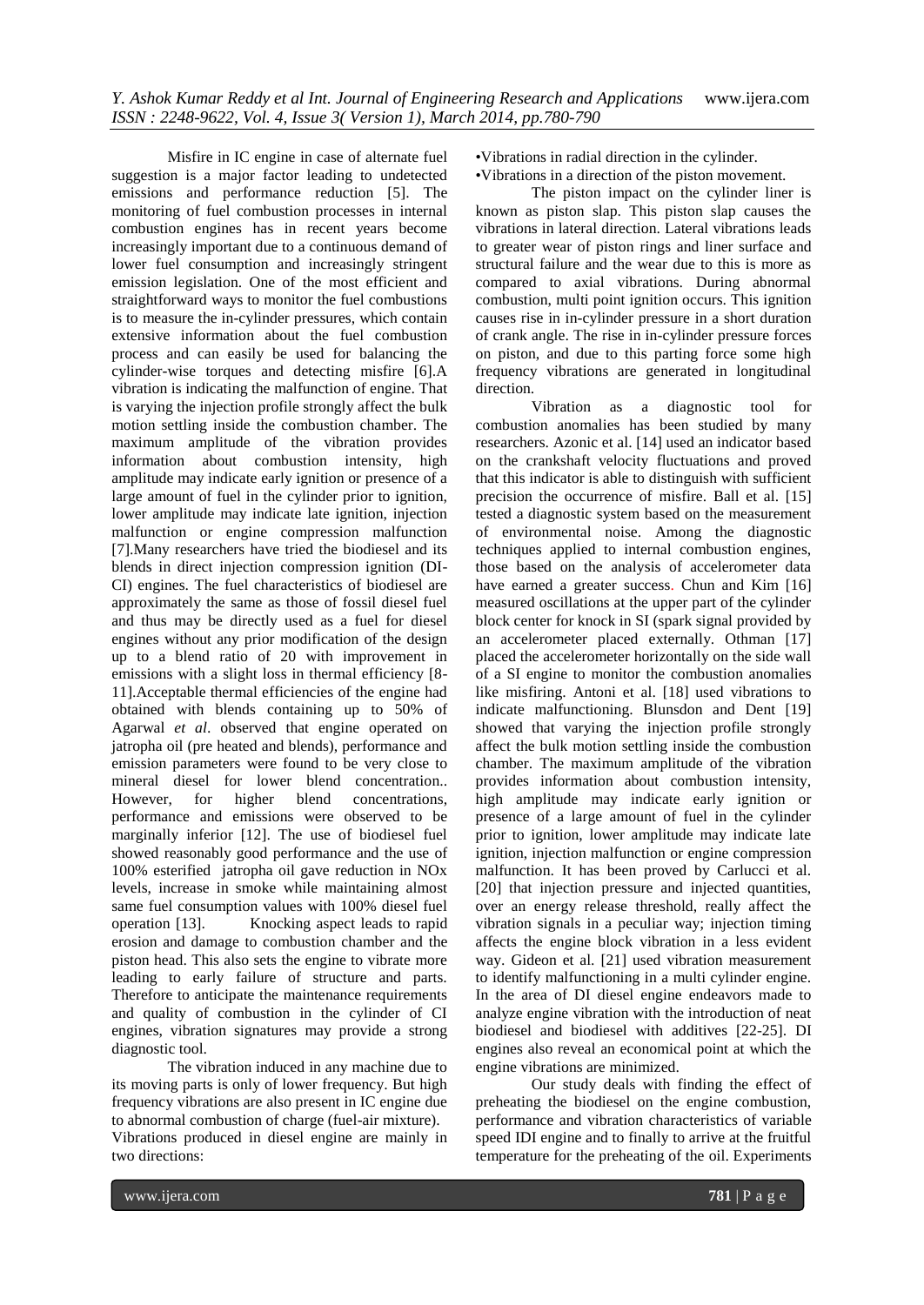Misfire in IC engine in case of alternate fuel suggestion is a major factor leading to undetected emissions and performance reduction [5]. The monitoring of fuel combustion processes in internal combustion engines has in recent years become increasingly important due to a continuous demand of lower fuel consumption and increasingly stringent emission legislation. One of the most efficient and straightforward ways to monitor the fuel combustions is to measure the in-cylinder pressures, which contain extensive information about the fuel combustion process and can easily be used for balancing the cylinder-wise torques and detecting misfire [6].A vibration is indicating the malfunction of engine. That is varying the injection profile strongly affect the bulk motion settling inside the combustion chamber. The maximum amplitude of the vibration provides information about combustion intensity, high amplitude may indicate early ignition or presence of a large amount of fuel in the cylinder prior to ignition, lower amplitude may indicate late ignition, injection malfunction or engine compression malfunction [7].Many researchers have tried the biodiesel and its blends in direct injection compression ignition (DI-CI) engines. The fuel characteristics of biodiesel are approximately the same as those of fossil diesel fuel and thus may be directly used as a fuel for diesel engines without any prior modification of the design up to a blend ratio of 20 with improvement in emissions with a slight loss in thermal efficiency [8-11].Acceptable thermal efficiencies of the engine had obtained with blends containing up to 50% of Agarwal *et al*. observed that engine operated on jatropha oil (pre heated and blends), performance and emission parameters were found to be very close to mineral diesel for lower blend concentration.. However, for higher blend concentrations, performance and emissions were observed to be marginally inferior [12]. The use of biodiesel fuel showed reasonably good performance and the use of 100% esterified jatropha oil gave reduction in NOx levels, increase in smoke while maintaining almost same fuel consumption values with 100% diesel fuel operation [13]. Knocking aspect leads to rapid erosion and damage to combustion chamber and the piston head. This also sets the engine to vibrate more leading to early failure of structure and parts. Therefore to anticipate the maintenance requirements and quality of combustion in the cylinder of CI engines, vibration signatures may provide a strong diagnostic tool.

The vibration induced in any machine due to its moving parts is only of lower frequency. But high frequency vibrations are also present in IC engine due to abnormal combustion of charge (fuel-air mixture). Vibrations produced in diesel engine are mainly in two directions:

- Vibrations in radial direction in the cylinder.
- Vibrations in a direction of the piston movement.

The piston impact on the cylinder liner is known as piston slap. This piston slap causes the vibrations in lateral direction. Lateral vibrations leads to greater wear of piston rings and liner surface and structural failure and the wear due to this is more as compared to axial vibrations. During abnormal combustion, multi point ignition occurs. This ignition causes rise in in-cylinder pressure in a short duration of crank angle. The rise in in-cylinder pressure forces on piston, and due to this parting force some high frequency vibrations are generated in longitudinal direction.

Vibration as a diagnostic tool for combustion anomalies has been studied by many researchers. Azonic et al. [14] used an indicator based on the crankshaft velocity fluctuations and proved that this indicator is able to distinguish with sufficient precision the occurrence of misfire. Ball et al. [15] tested a diagnostic system based on the measurement of environmental noise. Among the diagnostic techniques applied to internal combustion engines, those based on the analysis of accelerometer data have earned a greater success. Chun and Kim [16] measured oscillations at the upper part of the cylinder block center for knock in SI (spark signal provided by an accelerometer placed externally. Othman [17] placed the accelerometer horizontally on the side wall of a SI engine to monitor the combustion anomalies like misfiring. Antoni et al. [18] used vibrations to indicate malfunctioning. Blunsdon and Dent [19] showed that varying the injection profile strongly affect the bulk motion settling inside the combustion chamber. The maximum amplitude of the vibration provides information about combustion intensity, high amplitude may indicate early ignition or presence of a large amount of fuel in the cylinder prior to ignition, lower amplitude may indicate late ignition, injection malfunction or engine compression malfunction. It has been proved by Carlucci et al. [20] that injection pressure and injected quantities, over an energy release threshold, really affect the vibration signals in a peculiar way; injection timing affects the engine block vibration in a less evident way. Gideon et al. [21] used vibration measurement to identify malfunctioning in a multi cylinder engine. In the area of DI diesel engine endeavors made to analyze engine vibration with the introduction of neat biodiesel and biodiesel with additives [22-25]. DI engines also reveal an economical point at which the engine vibrations are minimized.

Our study deals with finding the effect of preheating the biodiesel on the engine combustion, performance and vibration characteristics of variable speed IDI engine and to finally to arrive at the fruitful temperature for the preheating of the oil. Experiments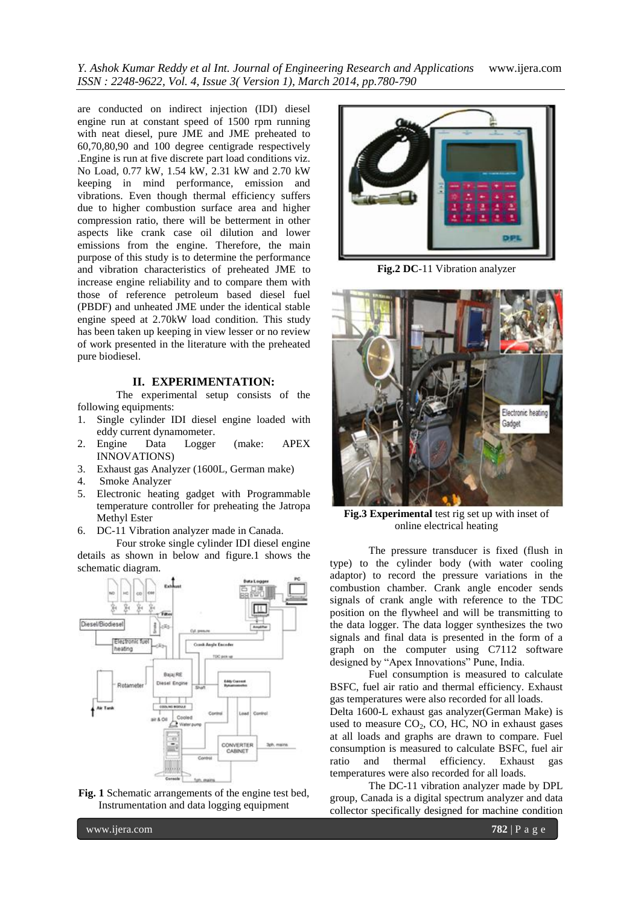are conducted on indirect injection (IDI) diesel engine run at constant speed of 1500 rpm running with neat diesel, pure JME and JME preheated to 60,70,80,90 and 100 degree centigrade respectively .Engine is run at five discrete part load conditions viz. No Load, 0.77 kW, 1.54 kW, 2.31 kW and 2.70 kW keeping in mind performance, emission and vibrations. Even though thermal efficiency suffers due to higher combustion surface area and higher compression ratio, there will be betterment in other aspects like crank case oil dilution and lower emissions from the engine. Therefore, the main purpose of this study is to determine the performance and vibration characteristics of preheated JME to increase engine reliability and to compare them with those of reference petroleum based diesel fuel (PBDF) and unheated JME under the identical stable engine speed at 2.70kW load condition. This study has been taken up keeping in view lesser or no review of work presented in the literature with the preheated pure biodiesel.

## II. EXPERIMENTATION:

The experimental setup consists of the following equipments:

1. Single cylinder IDI diesel engine loaded with eddy current dynamometer.
2. Engine Data Logger (make: APEX INNOVATIONS)
3. Exhaust gas Analyzer (1600L, German make)
4. Smoke Analyzer
5. Electronic heating gadget with Programmable temperature controller for preheating the Jatropa Methyl Ester
6. DC-11 Vibration analyzer made in Canada.

Four stroke single cylinder IDI diesel engine details as shown in below and figure.1 shows the schematic diagram.

**Fig. 1** Schematic arrangements of the engine test bed, Instrumentation and data logging equipment

**Fig.2 DC**-11 Vibration analyzer

**Fig.3 Experimental** test rig set up with inset of online electrical heating

The pressure transducer is fixed (flush in type) to the cylinder body (with water cooling adaptor) to record the pressure variations in the combustion chamber. Crank angle encoder sends signals of crank angle with reference to the TDC position on the flywheel and will be transmitting to the data logger. The data logger synthesizes the two signals and final data is presented in the form of a graph on the computer using C7112 software designed by "Apex Innovations" Pune, India.

Fuel consumption is measured to calculate BSFC, fuel air ratio and thermal efficiency. Exhaust gas temperatures were also recorded for all loads.

Delta 1600-L exhaust gas analyzer(German Make) is used to measure $CO_2$, CO, HC, NO in exhaust gases at all loads and graphs are drawn to compare. Fuel consumption is measured to calculate BSFC, fuel air ratio and thermal efficiency. Exhaust gas temperatures were also recorded for all loads.

The DC-11 vibration analyzer made by DPL group, Canada is a digital spectrum analyzer and data collector specifically designed for machine condition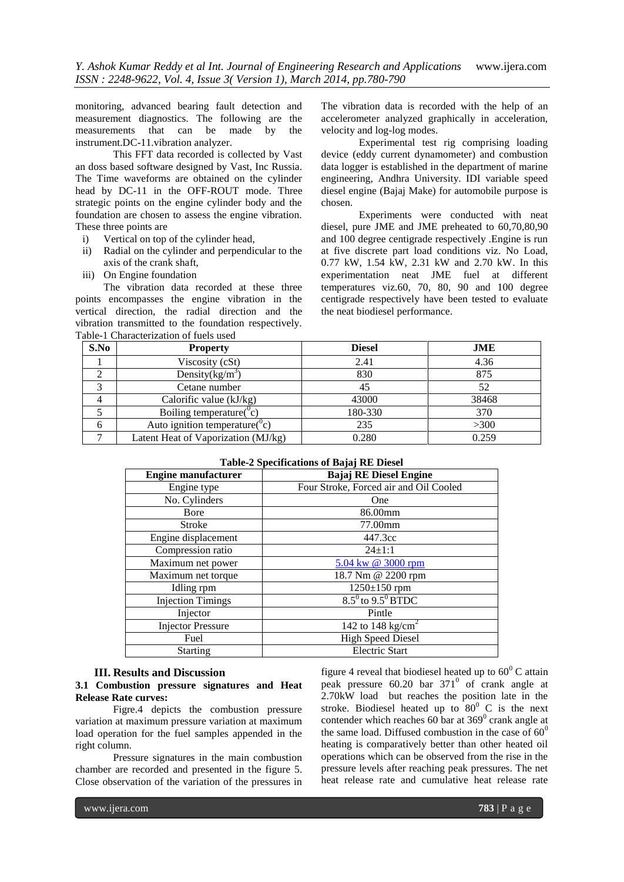monitoring, advanced bearing fault detection and measurement diagnostics. The following are the measurements that can be made by the instrument.DC-11.vibration analyzer.

This FFT data recorded is collected by Vast an doss based software designed by Vast, Inc Russia. The Time waveforms are obtained on the cylinder head by DC-11 in the OFF-ROUT mode. Three strategic points on the engine cylinder body and the foundation are chosen to assess the engine vibration. These three points are

i) Vertical on top of the cylinder head,
ii) Radial on the cylinder and perpendicular to the axis of the crank shaft,
iii) On Engine foundation

The vibration data recorded at these three points encompasses the engine vibration in the vertical direction, the radial direction and the vibration transmitted to the foundation respectively. The vibration data is recorded with the help of an accelerometer analyzed graphically in acceleration, velocity and log-log modes.

Experimental test rig comprising loading device (eddy current dynamometer) and combustion data logger is established in the department of marine engineering, Andhra University. IDI variable speed diesel engine (Bajaj Make) for automobile purpose is chosen.

Experiments were conducted with neat diesel, pure JME and JME preheated to 60,70,80,90 and 100 degree centigrade respectively .Engine is run at five discrete part load conditions viz. No Load, 0.77 kW, 1.54 kW, 2.31 kW and 2.70 kW. In this experimentation neat JME fuel at different temperatures viz.60, 70, 80, 90 and 100 degree centigrade respectively have been tested to evaluate the neat biodiesel performance.

Table-1 Characterization of fuels used

| S.No | Property | Diesel | JME |
|---|---|---|---|
| 1 | Viscosity (cSt) | 2.41 | 4.36 |
| 2 | Density(kg/m$^3$) | 830 | 875 |
| 3 | Cetane number | 45 | 52 |
| 4 | Calorific value (kJ/kg) | 43000 | 38468 |
| 5 | Boiling temperature($^0$c) | 180-330 | 370 |
| 6 | Auto ignition temperature($^0$c) | 235 | >300 |
| 7 | Latent Heat of Vaporization (MJ/kg) | 0.280 | 0.259 |

**Table-2 Specifications of Bajaj RE Diesel**

| Engine manufacturer | Bajaj RE Diesel Engine |
|---|---|
| Engine type | Four Stroke, Forced air and Oil Cooled |
| No. Cylinders | One |
| Bore | 86.00mm |
| Stroke | 77.00mm |
| Engine displacement | 447.3cc |
| Compression ratio | 24±1:1 |
| Maximum net power | 5.04 kw @ 3000 rpm |
| Maximum net torque | 18.7 Nm @ 2200 rpm |
| Idling rpm | 1250±150 rpm |
| Injection Timings | $8.5^0$ to $9.5^0$ BTDC |
| Injector | Pintle |
| Injector Pressure | 142 to 148 kg/cm$^2$ |
| Fuel | High Speed Diesel |
| Starting | Electric Start |

## III. Results and Discussion

### 3.1 Combustion pressure signatures and Heat Release Rate curves:

Figre.4 depicts the combustion pressure variation at maximum pressure variation at maximum load operation for the fuel samples appended in the right column.

Pressure signatures in the main combustion chamber are recorded and presented in the figure 5. Close observation of the variation of the pressures in figure 4 reveal that biodiesel heated up to $60^0$ C attain peak pressure 60.20 bar $371^0$ of crank angle at 2.70kW load but reaches the position late in the stroke. Biodiesel heated up to $80^0$ C is the next contender which reaches 60 bar at $369^0$ crank angle at the same load. Diffused combustion in the case of $60^0$ heating is comparatively better than other heated oil operations which can be observed from the rise in the pressure levels after reaching peak pressures. The net heat release rate and cumulative heat release rate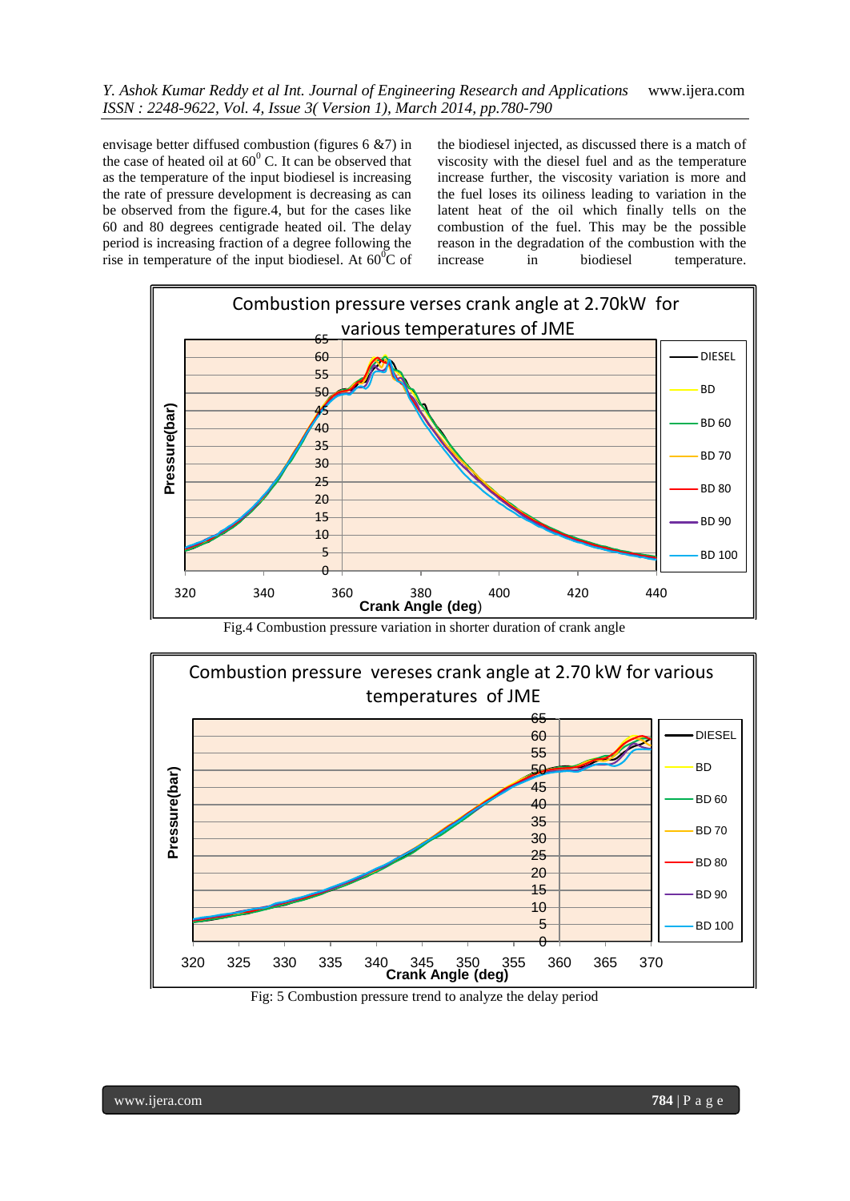envisage better diffused combustion (figures 6 &7) in the case of heated oil at $60^0$ C. It can be observed that as the temperature of the input biodiesel is increasing the rate of pressure development is decreasing as can be observed from the figure.4, but for the cases like 60 and 80 degrees centigrade heated oil. The delay period is increasing fraction of a degree following the rise in temperature of the input biodiesel. At $60^0$C of the biodiesel injected, as discussed there is a match of viscosity with the diesel fuel and as the temperature increase further, the viscosity variation is more and the fuel loses its oiliness leading to variation in the latent heat of the oil which finally tells on the combustion of the fuel. This may be the possible reason in the degradation of the combustion with the increase in biodiesel temperature.

Fig.4 Combustion pressure variation in shorter duration of crank angle

Fig: 5 Combustion pressure trend to analyze the delay period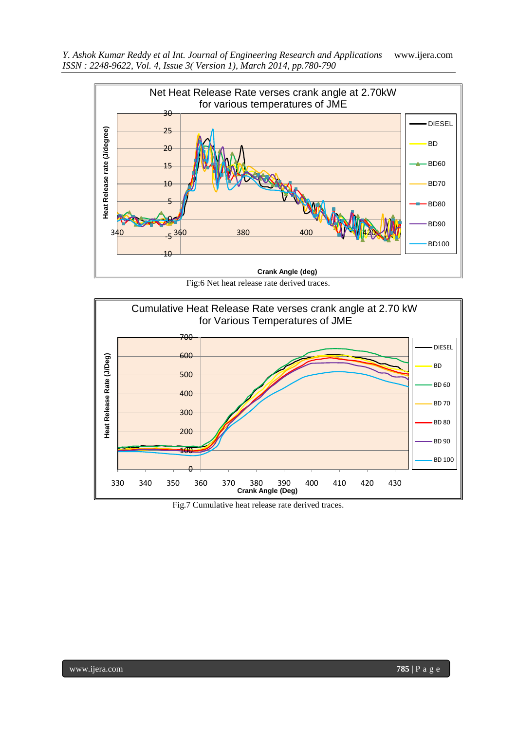Fig:6 Net heat release rate derived traces.

Fig.7 Cumulative heat release rate derived traces.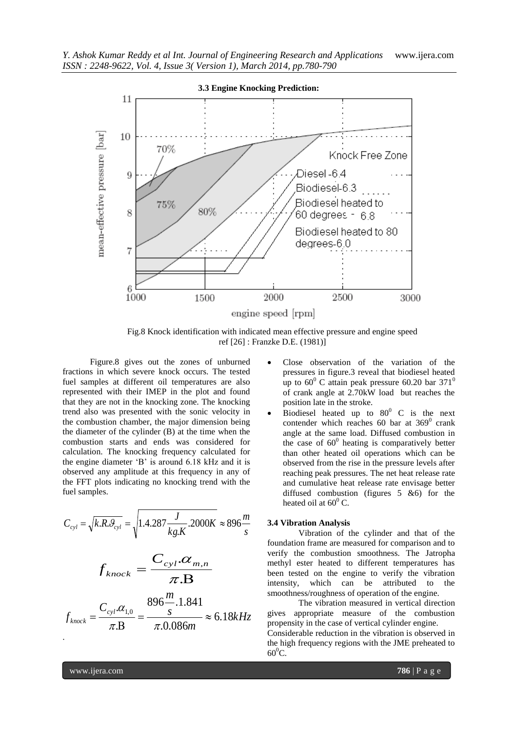### 3.3 Engine Knocking Prediction:

Fig.8 Knock identification with indicated mean effective pressure and engine speed ref [26] : Franzke D.E. (1981)]

Figure.8 gives out the zones of unburned fractions in which severe knock occurs. The tested fuel samples at different oil temperatures are also represented with their IMEP in the plot and found that they are not in the knocking zone. The knocking trend also was presented with the sonic velocity in the combustion chamber, the major dimension being the diameter of the cylinder (B) at the time when the combustion starts and ends was considered for calculation. The knocking frequency calculated for the engine diameter 'B' is around 6.18 kHz and it is observed any amplitude at this frequency in any of the FFT plots indicating no knocking trend with the fuel samples.

$$C_{cyl} = \sqrt{k.R.\vartheta_{cyl}} = \sqrt{1.4.287\frac{J}{kg.K}.2000K} \approx 896\frac{m}{s}$$

$$f_{knock} = \frac{C_{cyl}.\alpha_{m,n}}{\pi.\mathrm{B}}$$

$$f_{knock} = \frac{C_{cyl}.\alpha_{1,0}}{\pi.\mathrm{B}} = \frac{896\frac{m}{s}.1.841}{\pi.0.086m} \approx 6.18kHz$$

- Close observation of the variation of the pressures in figure.3 reveal that biodiesel heated up to $60^0$ C attain peak pressure 60.20 bar $371^0$ of crank angle at 2.70kW load but reaches the position late in the stroke.
- Biodiesel heated up to $80^0$ C is the next contender which reaches 60 bar at $369^0$ crank angle at the same load. Diffused combustion in the case of $60^0$ heating is comparatively better than other heated oil operations which can be observed from the rise in the pressure levels after reaching peak pressures. The net heat release rate and cumulative heat release rate envisage better diffused combustion (figures 5 &6) for the heated oil at $60^0$ C.

### 3.4 Vibration Analysis

Vibration of the cylinder and that of the foundation frame are measured for comparison and to verify the combustion smoothness. The Jatropha methyl ester heated to different temperatures has been tested on the engine to verify the vibration intensity, which can be attributed to the smoothness/roughness of operation of the engine.

The vibration measured in vertical direction gives appropriate measure of the combustion propensity in the case of vertical cylinder engine.

Considerable reduction in the vibration is observed in the high frequency regions with the JME preheated to $60^0$C.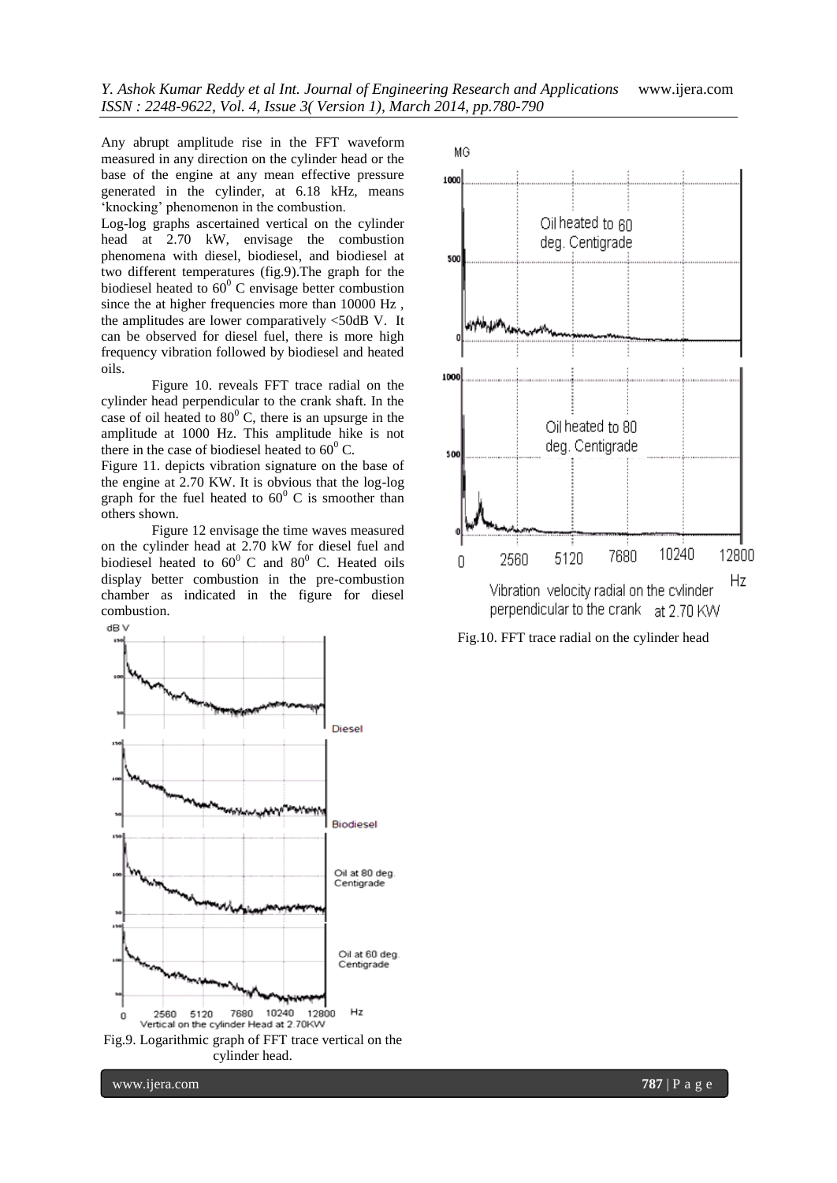Any abrupt amplitude rise in the FFT waveform measured in any direction on the cylinder head or the base of the engine at any mean effective pressure generated in the cylinder, at 6.18 kHz, means 'knocking' phenomenon in the combustion.

Log-log graphs ascertained vertical on the cylinder head at 2.70 kW, envisage the combustion phenomena with diesel, biodiesel, and biodiesel at two different temperatures (fig.9).The graph for the biodiesel heated to $60^0$ C envisage better combustion since the at higher frequencies more than 10000 Hz , the amplitudes are lower comparatively <50dB V. It can be observed for diesel fuel, there is more high frequency vibration followed by biodiesel and heated oils.

Figure 10. reveals FFT trace radial on the cylinder head perpendicular to the crank shaft. In the case of oil heated to $80^0$ C, there is an upsurge in the amplitude at 1000 Hz. This amplitude hike is not there in the case of biodiesel heated to $60^0$ C.

Figure 11. depicts vibration signature on the base of the engine at 2.70 KW. It is obvious that the log-log graph for the fuel heated to $60^0$ C is smoother than others shown.

Figure 12 envisage the time waves measured on the cylinder head at 2.70 kW for diesel fuel and biodiesel heated to $60^0$ C and $80^0$ C. Heated oils display better combustion in the pre-combustion chamber as indicated in the figure for diesel combustion.

Fig.9. Logarithmic graph of FFT trace vertical on the cylinder head.

Fig.10. FFT trace radial on the cylinder head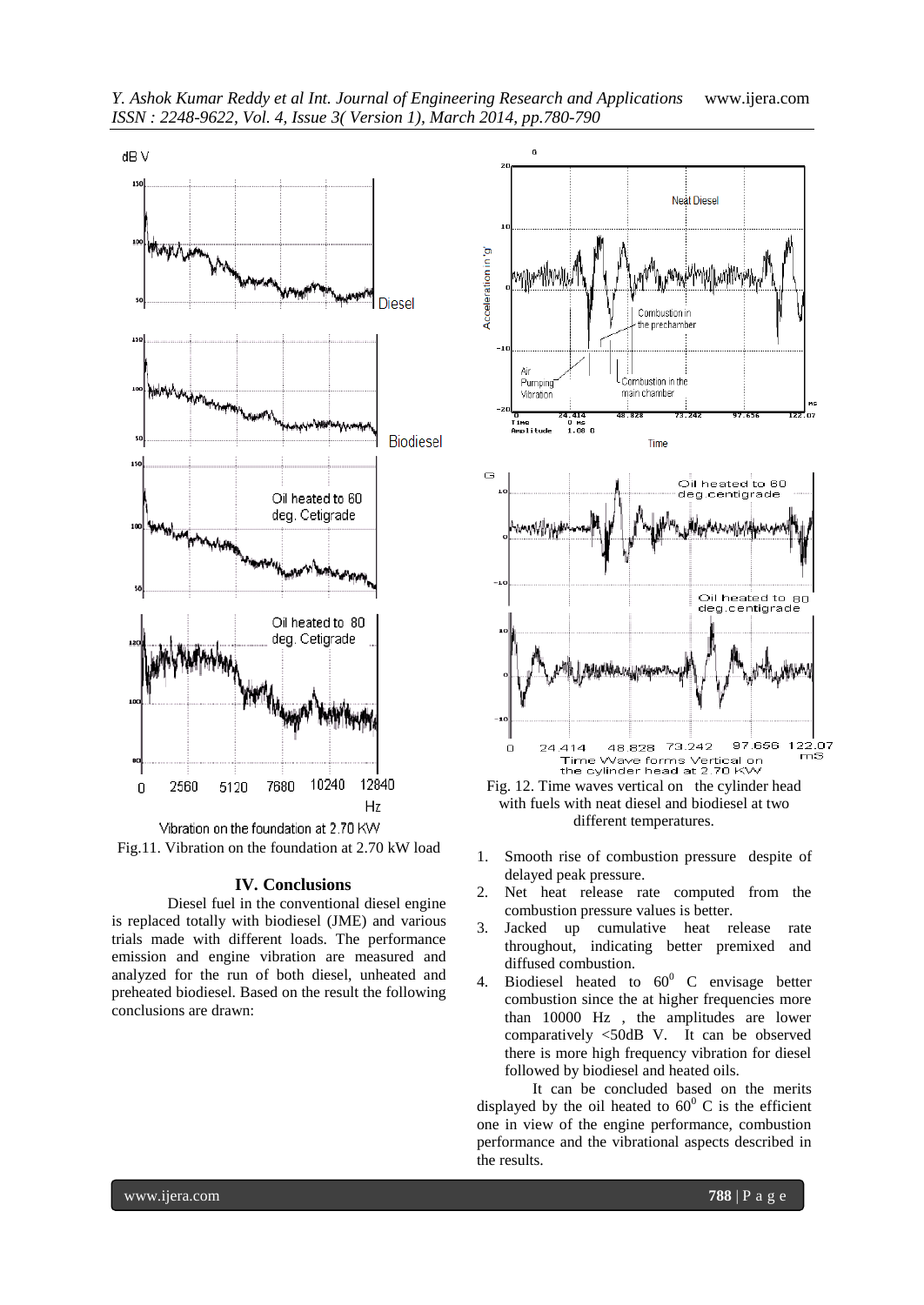Fig.11. Vibration on the foundation at 2.70 kW load

Fig. 12. Time waves vertical on the cylinder head with fuels with neat diesel and biodiesel at two different temperatures.

## IV. Conclusions

Diesel fuel in the conventional diesel engine is replaced totally with biodiesel (JME) and various trials made with different loads. The performance emission and engine vibration are measured and analyzed for the run of both diesel, unheated and preheated biodiesel. Based on the result the following conclusions are drawn:

1. Smooth rise of combustion pressure despite of delayed peak pressure.
2. Net heat release rate computed from the combustion pressure values is better.
3. Jacked up cumulative heat release rate throughout, indicating better premixed and diffused combustion.
4. Biodiesel heated to $60^0$ C envisage better combustion since the at higher frequencies more than 10000 Hz , the amplitudes are lower comparatively <50dB V. It can be observed there is more high frequency vibration for diesel followed by biodiesel and heated oils.

It can be concluded based on the merits displayed by the oil heated to $60^0$ C is the efficient one in view of the engine performance, combustion performance and the vibrational aspects described in the results.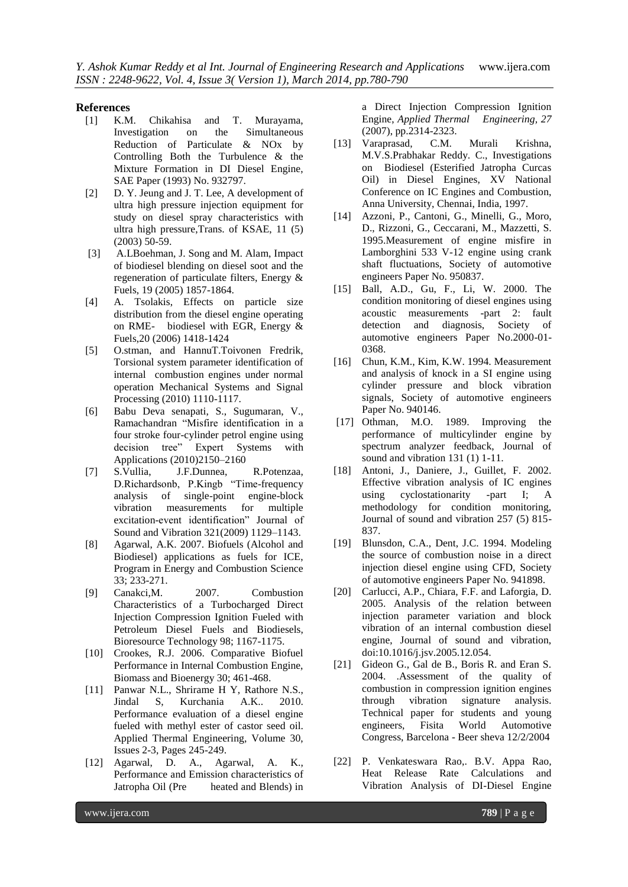## References

[1] K.M. Chikahisa and T. Murayama, Investigation on the Simultaneous Reduction of Particulate & NOx by Controlling Both the Turbulence & the Mixture Formation in DI Diesel Engine, SAE Paper (1993) No. 932797.

[2] D. Y. Jeung and J. T. Lee, A development of ultra high pressure injection equipment for study on diesel spray characteristics with ultra high pressure,Trans. of KSAE, 11 (5) (2003) 50-59.

[3] A.LBoehman, J. Song and M. Alam, Impact of biodiesel blending on diesel soot and the regeneration of particulate filters, Energy & Fuels, 19 (2005) 1857-1864.

[4] A. Tsolakis, Effects on particle size distribution from the diesel engine operating on RME- biodiesel with EGR, Energy & Fuels,20 (2006) 1418-1424

[5] O.stman, and HannuT.Toivonen Fredrik, Torsional system parameter identification of internal combustion engines under normal operation Mechanical Systems and Signal Processing (2010) 1110-1117.

[6] Babu Deva senapati, S., Sugumaran, V., Ramachandran "Misfire identification in a four stroke four-cylinder petrol engine using decision tree" Expert Systems with Applications (2010)2150–2160

[7] S.Vullia, J.F.Dunnea, R.Potenzaa, D.Richardsonb, P.Kingb "Time-frequency analysis of single-point engine-block vibration measurements for multiple excitation-event identification" Journal of Sound and Vibration 321(2009) 1129–1143.

[8] Agarwal, A.K. 2007. Biofuels (Alcohol and Biodiesel) applications as fuels for ICE, Program in Energy and Combustion Science 33; 233-271.

[9] Canakci,M. 2007. Combustion Characteristics of a Turbocharged Direct Injection Compression Ignition Fueled with Petroleum Diesel Fuels and Biodiesels, Bioresource Technology 98; 1167-1175.

[10] Crookes, R.J. 2006. Comparative Biofuel Performance in Internal Combustion Engine, Biomass and Bioenergy 30; 461-468.

[11] Panwar N.L., Shrirame H Y, Rathore N.S., Jindal S, Kurchania A.K.. 2010. Performance evaluation of a diesel engine fueled with methyl ester of castor seed oil. Applied Thermal Engineering, Volume 30, Issues 2-3, Pages 245-249.

[12] Agarwal, D. A., Agarwal, A. K., Performance and Emission characteristics of Jatropha Oil (Pre heated and Blends) in a Direct Injection Compression Ignition Engine, *Applied Thermal Engineering, 27* (2007), pp.2314-2323.

[13] Varaprasad, C.M. Murali Krishna, M.V.S.Prabhakar Reddy. C., Investigations on Biodiesel (Esterified Jatropha Curcas Oil) in Diesel Engines, XV National Conference on IC Engines and Combustion, Anna University, Chennai, India, 1997.

[14] Azzoni, P., Cantoni, G., Minelli, G., Moro, D., Rizzoni, G., Ceccarani, M., Mazzetti, S. 1995.Measurement of engine misfire in Lamborghini 533 V-12 engine using crank shaft fluctuations, Society of automotive engineers Paper No. 950837.

[15] Ball, A.D., Gu, F., Li, W. 2000. The condition monitoring of diesel engines using acoustic measurements -part 2: fault detection and diagnosis, Society of automotive engineers Paper No.2000-01-0368.

[16] Chun, K.M., Kim, K.W. 1994. Measurement and analysis of knock in a SI engine using cylinder pressure and block vibration signals, Society of automotive engineers Paper No. 940146.

[17] Othman, M.O. 1989. Improving the performance of multicylinder engine by spectrum analyzer feedback, Journal of sound and vibration 131 (1) 1-11.

[18] Antoni, J., Daniere, J., Guillet, F. 2002. Effective vibration analysis of IC engines using cyclostationarity -part I; A methodology for condition monitoring, Journal of sound and vibration 257 (5) 815-837.

[19] Blunsdon, C.A., Dent, J.C. 1994. Modeling the source of combustion noise in a direct injection diesel engine using CFD, Society of automotive engineers Paper No. 941898.

[20] Carlucci, A.P., Chiara, F.F. and Laforgia, D. 2005. Analysis of the relation between injection parameter variation and block vibration of an internal combustion diesel engine, Journal of sound and vibration, doi:10.1016/j.jsv.2005.12.054.

[21] Gideon G., Gal de B., Boris R. and Eran S. 2004. .Assessment of the quality of combustion in compression ignition engines through vibration signature analysis. Technical paper for students and young engineers, Fisita World Automotive Congress, Barcelona - Beer sheva 12/2/2004

[22] P. Venkateswara Rao,. B.V. Appa Rao, Heat Release Rate Calculations and Vibration Analysis of DI-Diesel Engine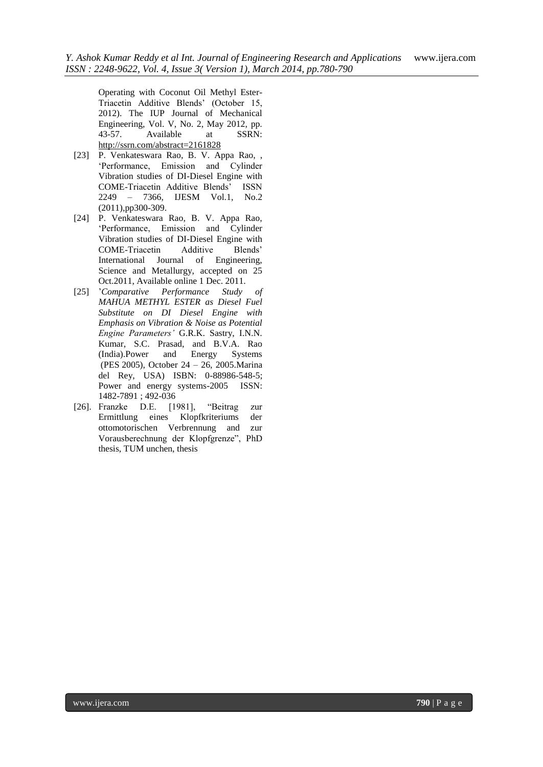Operating with Coconut Oil Methyl Ester-Triacetin Additive Blends' (October 15, 2012). The IUP Journal of Mechanical Engineering, Vol. V, No. 2, May 2012, pp. 43-57. Available at SSRN: http://ssrn.com/abstract=2161828

[23] P. Venkateswara Rao, B. V. Appa Rao, , 'Performance, Emission and Cylinder Vibration studies of DI-Diesel Engine with COME-Triacetin Additive Blends' ISSN 2249 – 7366, IJESM Vol.1, No.2 (2011),pp300-309.

[24] P. Venkateswara Rao, B. V. Appa Rao, 'Performance, Emission and Cylinder Vibration studies of DI-Diesel Engine with COME-Triacetin Additive Blends' International Journal of Engineering, Science and Metallurgy, accepted on 25 Oct.2011, Available online 1 Dec. 2011.

[25] '*Comparative Performance Study of MAHUA METHYL ESTER as Diesel Fuel Substitute on DI Diesel Engine with Emphasis on Vibration & Noise as Potential Engine Parameters'* G.R.K. Sastry, I.N.N. Kumar, S.C. Prasad, and B.V.A. Rao (India).Power and Energy Systems (PES 2005), October 24 – 26, 2005.Marina del Rey, USA) ISBN: 0-88986-548-5; Power and energy systems-2005 ISSN: 1482-7891 ; 492-036

[26]. Franzke D.E. [1981], "Beitrag zur Ermittlung eines Klopfkriteriums der ottomotorischen Verbrennung and zur Vorausberechnung der Klopfgrenze", PhD thesis, TUM unchen, thesis